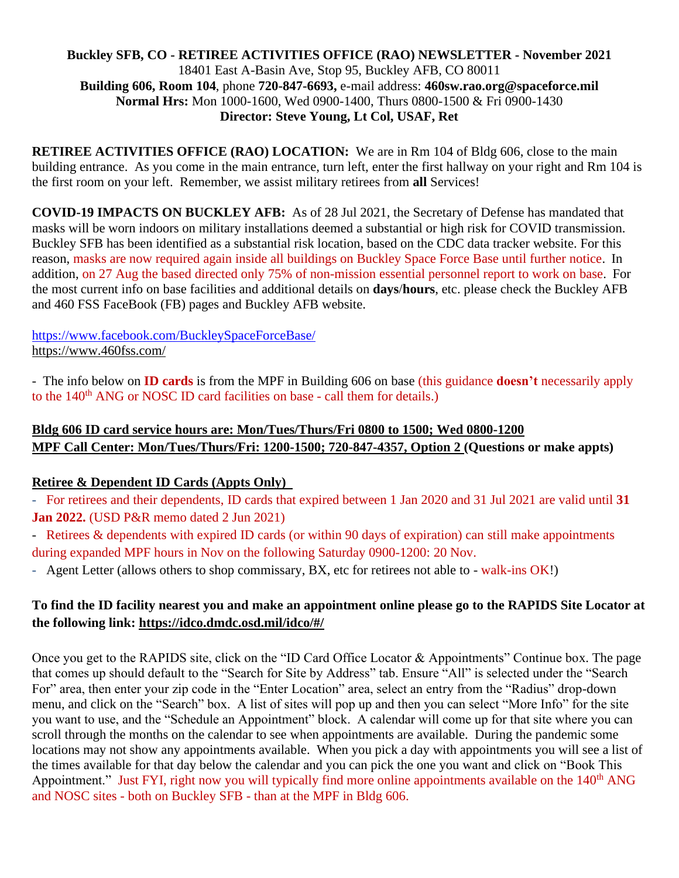**Buckley SFB, CO - RETIREE ACTIVITIES OFFICE (RAO) NEWSLETTER - November 2021**
18401 East A-Basin Ave, Stop 95, Buckley AFB, CO 80011
**Building 606, Room 104**, phone **720-847-6693,** e-mail address: **460sw.rao.org@spaceforce.mil**
**Normal Hrs:** Mon 1000-1600, Wed 0900-1400, Thurs 0800-1500 & Fri 0900-1430
**Director: Steve Young, Lt Col, USAF, Ret**

**RETIREE ACTIVITIES OFFICE (RAO) LOCATION:** We are in Rm 104 of Bldg 606, close to the main building entrance. As you come in the main entrance, turn left, enter the first hallway on your right and Rm 104 is the first room on your left. Remember, we assist military retirees from **all** Services!

**COVID-19 IMPACTS ON BUCKLEY AFB:** As of 28 Jul 2021, the Secretary of Defense has mandated that masks will be worn indoors on military installations deemed a substantial or high risk for COVID transmission. Buckley SFB has been identified as a substantial risk location, based on the CDC data tracker website. For this reason, masks are now required again inside all buildings on Buckley Space Force Base until further notice. In addition, on 27 Aug the based directed only 75% of non-mission essential personnel report to work on base. For the most current info on base facilities and additional details on **days**/**hours**, etc. please check the Buckley AFB and 460 FSS FaceBook (FB) pages and Buckley AFB website.

https://www.facebook.com/BuckleySpaceForceBase/
https://www.460fss.com/

- The info below on **ID cards** is from the MPF in Building 606 on base (this guidance **doesn't** necessarily apply to the 140th ANG or NOSC ID card facilities on base - call them for details.)

**Bldg 606 ID card service hours are: Mon/Tues/Thurs/Fri 0800 to 1500; Wed 0800-1200**
**MPF Call Center: Mon/Tues/Thurs/Fri: 1200-1500; 720-847-4357, Option 2 (Questions or make appts)**

**Retiree & Dependent ID Cards (Appts Only)**

- For retirees and their dependents, ID cards that expired between 1 Jan 2020 and 31 Jul 2021 are valid until **31 Jan 2022.** (USD P&R memo dated 2 Jun 2021)
- Retirees & dependents with expired ID cards (or within 90 days of expiration) can still make appointments during expanded MPF hours in Nov on the following Saturday 0900-1200: 20 Nov.
- Agent Letter (allows others to shop commissary, BX, etc for retirees not able to - walk-ins OK!)

**To find the ID facility nearest you and make an appointment online please go to the RAPIDS Site Locator at the following link: https://idco.dmdc.osd.mil/idco/#/**

Once you get to the RAPIDS site, click on the "ID Card Office Locator & Appointments" Continue box. The page that comes up should default to the "Search for Site by Address" tab. Ensure "All" is selected under the "Search For" area, then enter your zip code in the "Enter Location" area, select an entry from the "Radius" drop-down menu, and click on the "Search" box. A list of sites will pop up and then you can select "More Info" for the site you want to use, and the "Schedule an Appointment" block. A calendar will come up for that site where you can scroll through the months on the calendar to see when appointments are available. During the pandemic some locations may not show any appointments available. When you pick a day with appointments you will see a list of the times available for that day below the calendar and you can pick the one you want and click on "Book This Appointment." Just FYI, right now you will typically find more online appointments available on the 140th ANG and NOSC sites - both on Buckley SFB - than at the MPF in Bldg 606.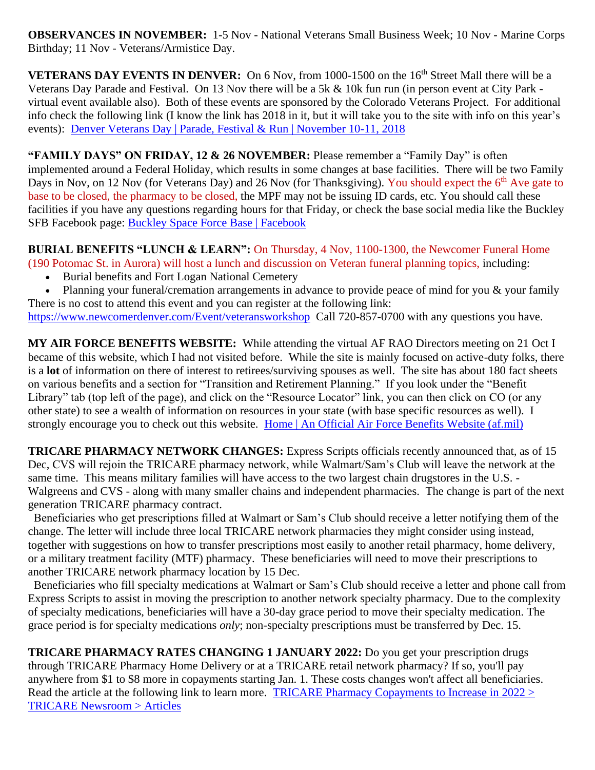**OBSERVANCES IN NOVEMBER:** 1-5 Nov - National Veterans Small Business Week; 10 Nov - Marine Corps Birthday; 11 Nov - Veterans/Armistice Day.

**VETERANS DAY EVENTS IN DENVER:** On 6 Nov, from 1000-1500 on the 16th Street Mall there will be a Veterans Day Parade and Festival. On 13 Nov there will be a 5k & 10k fun run (in person event at City Park - virtual event available also). Both of these events are sponsored by the Colorado Veterans Project. For additional info check the following link (I know the link has 2018 in it, but it will take you to the site with info on this year's events): [Denver Veterans Day | Parade, Festival & Run | November 10-11, 2018]

**"FAMILY DAYS" ON FRIDAY, 12 & 26 NOVEMBER:** Please remember a "Family Day" is often implemented around a Federal Holiday, which results in some changes at base facilities. There will be two Family Days in Nov, on 12 Nov (for Veterans Day) and 26 Nov (for Thanksgiving). You should expect the 6th Ave gate to base to be closed, the pharmacy to be closed, the MPF may not be issuing ID cards, etc. You should call these facilities if you have any questions regarding hours for that Friday, or check the base social media like the Buckley SFB Facebook page: [Buckley Space Force Base | Facebook]

**BURIAL BENEFITS "LUNCH & LEARN":** On Thursday, 4 Nov, 1100-1300, the Newcomer Funeral Home (190 Potomac St. in Aurora) will host a lunch and discussion on Veteran funeral planning topics, including:

- Burial benefits and Fort Logan National Cemetery
- Planning your funeral/cremation arrangements in advance to provide peace of mind for you & your family

There is no cost to attend this event and you can register at the following link: https://www.newcomerdenver.com/Event/veteransworkshop Call 720-857-0700 with any questions you have.

**MY AIR FORCE BENEFITS WEBSITE:** While attending the virtual AF RAO Directors meeting on 21 Oct I became of this website, which I had not visited before. While the site is mainly focused on active-duty folks, there is a **lot** of information on there of interest to retirees/surviving spouses as well. The site has about 180 fact sheets on various benefits and a section for "Transition and Retirement Planning." If you look under the "Benefit Library" tab (top left of the page), and click on the "Resource Locator" link, you can then click on CO (or any other state) to see a wealth of information on resources in your state (with base specific resources as well). I strongly encourage you to check out this website. [Home | An Official Air Force Benefits Website (af.mil)]

**TRICARE PHARMACY NETWORK CHANGES:** Express Scripts officials recently announced that, as of 15 Dec, CVS will rejoin the TRICARE pharmacy network, while Walmart/Sam's Club will leave the network at the same time. This means military families will have access to the two largest chain drugstores in the U.S. - Walgreens and CVS - along with many smaller chains and independent pharmacies. The change is part of the next generation TRICARE pharmacy contract.

Beneficiaries who get prescriptions filled at Walmart or Sam's Club should receive a letter notifying them of the change. The letter will include three local TRICARE network pharmacies they might consider using instead, together with suggestions on how to transfer prescriptions most easily to another retail pharmacy, home delivery, or a military treatment facility (MTF) pharmacy. These beneficiaries will need to move their prescriptions to another TRICARE network pharmacy location by 15 Dec.

Beneficiaries who fill specialty medications at Walmart or Sam's Club should receive a letter and phone call from Express Scripts to assist in moving the prescription to another network specialty pharmacy. Due to the complexity of specialty medications, beneficiaries will have a 30-day grace period to move their specialty medication. The grace period is for specialty medications *only*; non-specialty prescriptions must be transferred by Dec. 15.

**TRICARE PHARMACY RATES CHANGING 1 JANUARY 2022:** Do you get your prescription drugs through TRICARE Pharmacy Home Delivery or at a TRICARE retail network pharmacy? If so, you'll pay anywhere from $1 to $8 more in copayments starting Jan. 1. These costs changes won't affect all beneficiaries. Read the article at the following link to learn more. [TRICARE Pharmacy Copayments to Increase in 2022 > TRICARE Newsroom > Articles]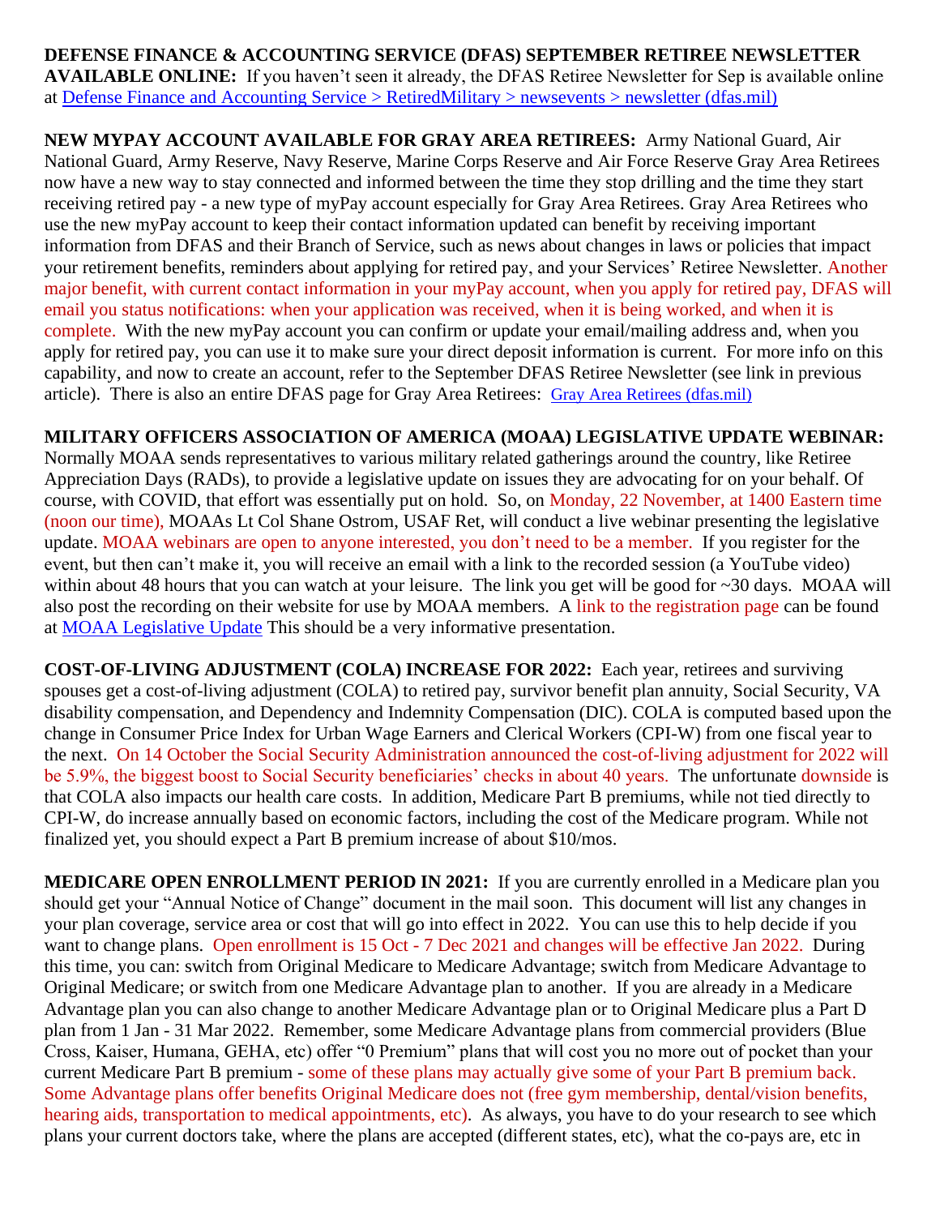**DEFENSE FINANCE & ACCOUNTING SERVICE (DFAS) SEPTEMBER RETIREE NEWSLETTER AVAILABLE ONLINE:** If you haven't seen it already, the DFAS Retiree Newsletter for Sep is available online at Defense Finance and Accounting Service > RetiredMilitary > newsevents > newsletter (dfas.mil)

**NEW MYPAY ACCOUNT AVAILABLE FOR GRAY AREA RETIREES:** Army National Guard, Air National Guard, Army Reserve, Navy Reserve, Marine Corps Reserve and Air Force Reserve Gray Area Retirees now have a new way to stay connected and informed between the time they stop drilling and the time they start receiving retired pay - a new type of myPay account especially for Gray Area Retirees. Gray Area Retirees who use the new myPay account to keep their contact information updated can benefit by receiving important information from DFAS and their Branch of Service, such as news about changes in laws or policies that impact your retirement benefits, reminders about applying for retired pay, and your Services' Retiree Newsletter. Another major benefit, with current contact information in your myPay account, when you apply for retired pay, DFAS will email you status notifications: when your application was received, when it is being worked, and when it is complete. With the new myPay account you can confirm or update your email/mailing address and, when you apply for retired pay, you can use it to make sure your direct deposit information is current. For more info on this capability, and now to create an account, refer to the September DFAS Retiree Newsletter (see link in previous article). There is also an entire DFAS page for Gray Area Retirees: Gray Area Retirees (dfas.mil)

**MILITARY OFFICERS ASSOCIATION OF AMERICA (MOAA) LEGISLATIVE UPDATE WEBINAR:** Normally MOAA sends representatives to various military related gatherings around the country, like Retiree Appreciation Days (RADs), to provide a legislative update on issues they are advocating for on your behalf. Of course, with COVID, that effort was essentially put on hold. So, on Monday, 22 November, at 1400 Eastern time (noon our time), MOAAs Lt Col Shane Ostrom, USAF Ret, will conduct a live webinar presenting the legislative update. MOAA webinars are open to anyone interested, you don't need to be a member. If you register for the event, but then can't make it, you will receive an email with a link to the recorded session (a YouTube video) within about 48 hours that you can watch at your leisure. The link you get will be good for ~30 days. MOAA will also post the recording on their website for use by MOAA members. A link to the registration page can be found at MOAA Legislative Update This should be a very informative presentation.

**COST-OF-LIVING ADJUSTMENT (COLA) INCREASE FOR 2022:** Each year, retirees and surviving spouses get a cost-of-living adjustment (COLA) to retired pay, survivor benefit plan annuity, Social Security, VA disability compensation, and Dependency and Indemnity Compensation (DIC). COLA is computed based upon the change in Consumer Price Index for Urban Wage Earners and Clerical Workers (CPI-W) from one fiscal year to the next. On 14 October the Social Security Administration announced the cost-of-living adjustment for 2022 will be 5.9%, the biggest boost to Social Security beneficiaries' checks in about 40 years. The unfortunate downside is that COLA also impacts our health care costs. In addition, Medicare Part B premiums, while not tied directly to CPI-W, do increase annually based on economic factors, including the cost of the Medicare program. While not finalized yet, you should expect a Part B premium increase of about $10/mos.

**MEDICARE OPEN ENROLLMENT PERIOD IN 2021:** If you are currently enrolled in a Medicare plan you should get your "Annual Notice of Change" document in the mail soon. This document will list any changes in your plan coverage, service area or cost that will go into effect in 2022. You can use this to help decide if you want to change plans. Open enrollment is 15 Oct - 7 Dec 2021 and changes will be effective Jan 2022. During this time, you can: switch from Original Medicare to Medicare Advantage; switch from Medicare Advantage to Original Medicare; or switch from one Medicare Advantage plan to another. If you are already in a Medicare Advantage plan you can also change to another Medicare Advantage plan or to Original Medicare plus a Part D plan from 1 Jan - 31 Mar 2022. Remember, some Medicare Advantage plans from commercial providers (Blue Cross, Kaiser, Humana, GEHA, etc) offer "0 Premium" plans that will cost you no more out of pocket than your current Medicare Part B premium - some of these plans may actually give some of your Part B premium back. Some Advantage plans offer benefits Original Medicare does not (free gym membership, dental/vision benefits, hearing aids, transportation to medical appointments, etc). As always, you have to do your research to see which plans your current doctors take, where the plans are accepted (different states, etc), what the co-pays are, etc in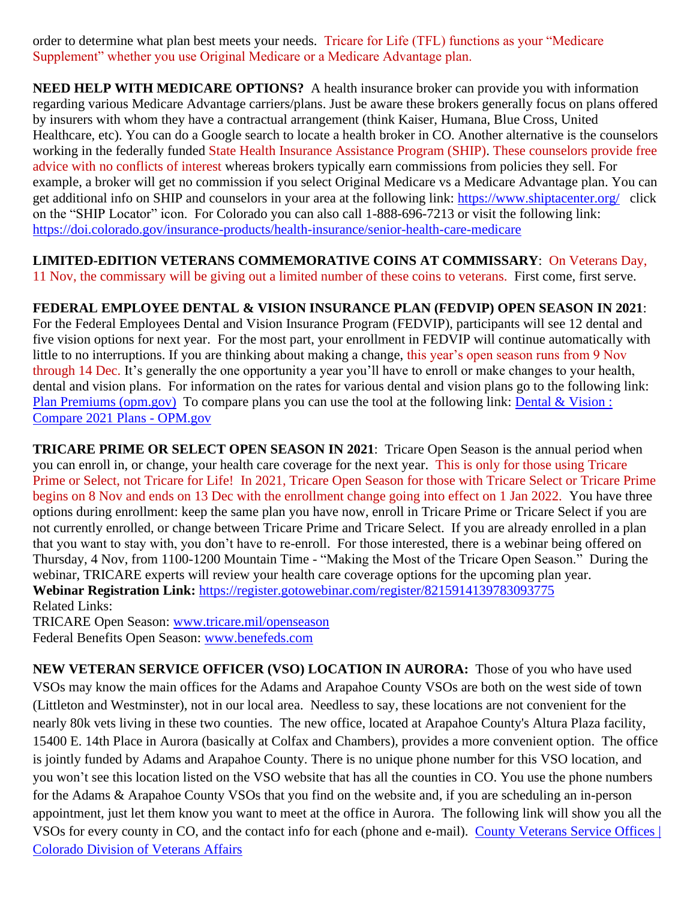order to determine what plan best meets your needs. Tricare for Life (TFL) functions as your "Medicare Supplement" whether you use Original Medicare or a Medicare Advantage plan.

**NEED HELP WITH MEDICARE OPTIONS?** A health insurance broker can provide you with information regarding various Medicare Advantage carriers/plans. Just be aware these brokers generally focus on plans offered by insurers with whom they have a contractual arrangement (think Kaiser, Humana, Blue Cross, United Healthcare, etc). You can do a Google search to locate a health broker in CO. Another alternative is the counselors working in the federally funded State Health Insurance Assistance Program (SHIP). These counselors provide free advice with no conflicts of interest whereas brokers typically earn commissions from policies they sell. For example, a broker will get no commission if you select Original Medicare vs a Medicare Advantage plan. You can get additional info on SHIP and counselors in your area at the following link: [https://www.shiptacenter.org/](https://www.shiptacenter.org/) click on the "SHIP Locator" icon. For Colorado you can also call 1-888-696-7213 or visit the following link: [https://doi.colorado.gov/insurance-products/health-insurance/senior-health-care-medicare](https://doi.colorado.gov/insurance-products/health-insurance/senior-health-care-medicare)

**LIMITED-EDITION VETERANS COMMEMORATIVE COINS AT COMMISSARY**: On Veterans Day, 11 Nov, the commissary will be giving out a limited number of these coins to veterans. First come, first serve.

**FEDERAL EMPLOYEE DENTAL & VISION INSURANCE PLAN (FEDVIP) OPEN SEASON IN 2021**: For the Federal Employees Dental and Vision Insurance Program (FEDVIP), participants will see 12 dental and five vision options for next year. For the most part, your enrollment in FEDVIP will continue automatically with little to no interruptions. If you are thinking about making a change, this year's open season runs from 9 Nov through 14 Dec. It's generally the one opportunity a year you'll have to enroll or make changes to your health, dental and vision plans. For information on the rates for various dental and vision plans go to the following link: Plan Premiums (opm.gov) To compare plans you can use the tool at the following link: Dental & Vision : Compare 2021 Plans - OPM.gov

**TRICARE PRIME OR SELECT OPEN SEASON IN 2021**: Tricare Open Season is the annual period when you can enroll in, or change, your health care coverage for the next year. This is only for those using Tricare Prime or Select, not Tricare for Life! In 2021, Tricare Open Season for those with Tricare Select or Tricare Prime begins on 8 Nov and ends on 13 Dec with the enrollment change going into effect on 1 Jan 2022. You have three options during enrollment: keep the same plan you have now, enroll in Tricare Prime or Tricare Select if you are not currently enrolled, or change between Tricare Prime and Tricare Select. If you are already enrolled in a plan that you want to stay with, you don't have to re-enroll. For those interested, there is a webinar being offered on Thursday, 4 Nov, from 1100-1200 Mountain Time - "Making the Most of the Tricare Open Season." During the webinar, TRICARE experts will review your health care coverage options for the upcoming plan year.
**Webinar Registration Link:** [https://register.gotowebinar.com/register/8215914139783093775](https://register.gotowebinar.com/register/8215914139783093775)
Related Links:
TRICARE Open Season: [www.tricare.mil/openseason](http://www.tricare.mil/openseason)
Federal Benefits Open Season: [www.benefeds.com](http://www.benefeds.com)

**NEW VETERAN SERVICE OFFICER (VSO) LOCATION IN AURORA:** Those of you who have used VSOs may know the main offices for the Adams and Arapahoe County VSOs are both on the west side of town (Littleton and Westminster), not in our local area. Needless to say, these locations are not convenient for the nearly 80k vets living in these two counties. The new office, located at Arapahoe County's Altura Plaza facility, 15400 E. 14th Place in Aurora (basically at Colfax and Chambers), provides a more convenient option. The office is jointly funded by Adams and Arapahoe County. There is no unique phone number for this VSO location, and you won't see this location listed on the VSO website that has all the counties in CO. You use the phone numbers for the Adams & Arapahoe County VSOs that you find on the website and, if you are scheduling an in-person appointment, just let them know you want to meet at the office in Aurora. The following link will show you all the VSOs for every county in CO, and the contact info for each (phone and e-mail). County Veterans Service Offices | Colorado Division of Veterans Affairs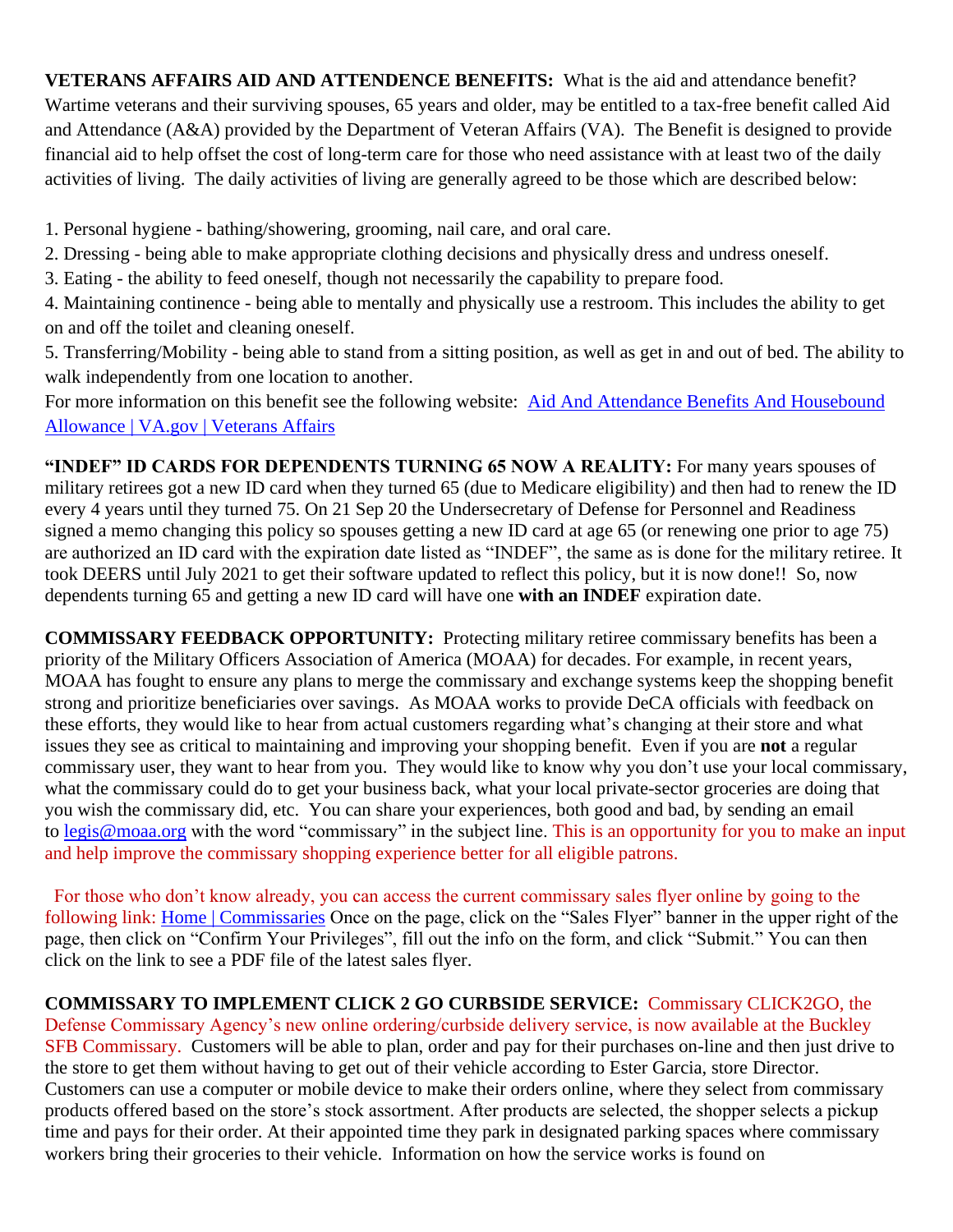**VETERANS AFFAIRS AID AND ATTENDENCE BENEFITS:** What is the aid and attendance benefit? Wartime veterans and their surviving spouses, 65 years and older, may be entitled to a tax-free benefit called Aid and Attendance (A&A) provided by the Department of Veteran Affairs (VA). The Benefit is designed to provide financial aid to help offset the cost of long-term care for those who need assistance with at least two of the daily activities of living. The daily activities of living are generally agreed to be those which are described below:

1. Personal hygiene - bathing/showering, grooming, nail care, and oral care.
2. Dressing - being able to make appropriate clothing decisions and physically dress and undress oneself.
3. Eating - the ability to feed oneself, though not necessarily the capability to prepare food.
4. Maintaining continence - being able to mentally and physically use a restroom. This includes the ability to get on and off the toilet and cleaning oneself.
5. Transferring/Mobility - being able to stand from a sitting position, as well as get in and out of bed. The ability to walk independently from one location to another.

For more information on this benefit see the following website: [Aid And Attendance Benefits And Housebound Allowance | VA.gov | Veterans Affairs]()

**"INDEF" ID CARDS FOR DEPENDENTS TURNING 65 NOW A REALITY:** For many years spouses of military retirees got a new ID card when they turned 65 (due to Medicare eligibility) and then had to renew the ID every 4 years until they turned 75. On 21 Sep 20 the Undersecretary of Defense for Personnel and Readiness signed a memo changing this policy so spouses getting a new ID card at age 65 (or renewing one prior to age 75) are authorized an ID card with the expiration date listed as "INDEF", the same as is done for the military retiree. It took DEERS until July 2021 to get their software updated to reflect this policy, but it is now done!! So, now dependents turning 65 and getting a new ID card will have one **with an INDEF** expiration date.

**COMMISSARY FEEDBACK OPPORTUNITY:** Protecting military retiree commissary benefits has been a priority of the Military Officers Association of America (MOAA) for decades. For example, in recent years, MOAA has fought to ensure any plans to merge the commissary and exchange systems keep the shopping benefit strong and prioritize beneficiaries over savings. As MOAA works to provide DeCA officials with feedback on these efforts, they would like to hear from actual customers regarding what's changing at their store and what issues they see as critical to maintaining and improving your shopping benefit. Even if you are **not** a regular commissary user, they want to hear from you. They would like to know why you don't use your local commissary, what the commissary could do to get your business back, what your local private-sector groceries are doing that you wish the commissary did, etc. You can share your experiences, both good and bad, by sending an email to [legis@moaa.org](mailto:legis@moaa.org) with the word "commissary" in the subject line. This is an opportunity for you to make an input and help improve the commissary shopping experience better for all eligible patrons.

For those who don't know already, you can access the current commissary sales flyer online by going to the following link: [Home | Commissaries]() Once on the page, click on the "Sales Flyer" banner in the upper right of the page, then click on "Confirm Your Privileges", fill out the info on the form, and click "Submit." You can then click on the link to see a PDF file of the latest sales flyer.

**COMMISSARY TO IMPLEMENT CLICK 2 GO CURBSIDE SERVICE:** Commissary CLICK2GO, the Defense Commissary Agency's new online ordering/curbside delivery service, is now available at the Buckley SFB Commissary. Customers will be able to plan, order and pay for their purchases on-line and then just drive to the store to get them without having to get out of their vehicle according to Ester Garcia, store Director. Customers can use a computer or mobile device to make their orders online, where they select from commissary products offered based on the store's stock assortment. After products are selected, the shopper selects a pickup time and pays for their order. At their appointed time they park in designated parking spaces where commissary workers bring their groceries to their vehicle. Information on how the service works is found on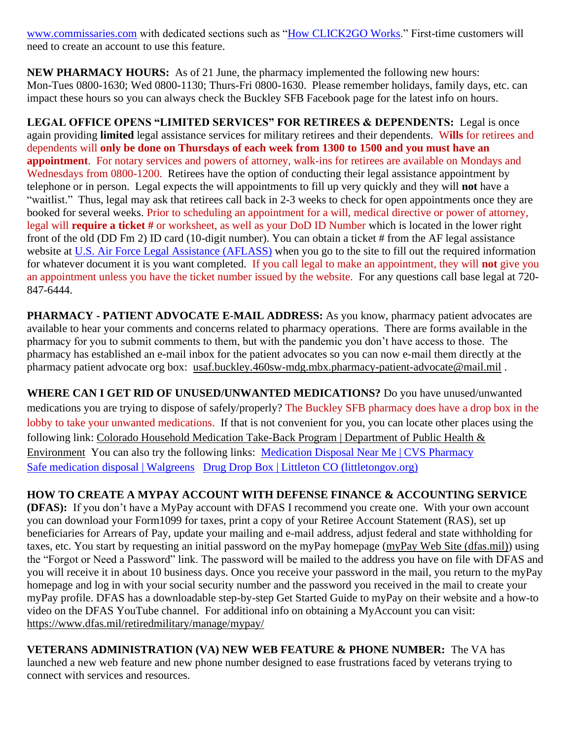www.commissaries.com with dedicated sections such as "How CLICK2GO Works." First-time customers will need to create an account to use this feature.

**NEW PHARMACY HOURS:** As of 21 June, the pharmacy implemented the following new hours: Mon-Tues 0800-1630; Wed 0800-1130; Thurs-Fri 0800-1630. Please remember holidays, family days, etc. can impact these hours so you can always check the Buckley SFB Facebook page for the latest info on hours.

**LEGAL OFFICE OPENS "LIMITED SERVICES" FOR RETIREES & DEPENDENTS:** Legal is once again providing **limited** legal assistance services for military retirees and their dependents. W**ills** for retirees and dependents will **only be done on Thursdays of each week from 1300 to 1500 and you must have an appointment**. For notary services and powers of attorney, walk-ins for retirees are available on Mondays and Wednesdays from 0800-1200. Retirees have the option of conducting their legal assistance appointment by telephone or in person. Legal expects the will appointments to fill up very quickly and they will **not** have a "waitlist." Thus, legal may ask that retirees call back in 2-3 weeks to check for open appointments once they are booked for several weeks. Prior to scheduling an appointment for a will, medical directive or power of attorney, legal will **require a ticket #** or worksheet, as well as your DoD ID Number which is located in the lower right front of the old (DD Fm 2) ID card (10-digit number). You can obtain a ticket # from the AF legal assistance website at U.S. Air Force Legal Assistance (AFLASS) when you go to the site to fill out the required information for whatever document it is you want completed. If you call legal to make an appointment, they will **not** give you an appointment unless you have the ticket number issued by the website. For any questions call base legal at 720-847-6444.

**PHARMACY - PATIENT ADVOCATE E-MAIL ADDRESS:** As you know, pharmacy patient advocates are available to hear your comments and concerns related to pharmacy operations. There are forms available in the pharmacy for you to submit comments to them, but with the pandemic you don't have access to those. The pharmacy has established an e-mail inbox for the patient advocates so you can now e-mail them directly at the pharmacy patient advocate org box: usaf.buckley.460sw-mdg.mbx.pharmacy-patient-advocate@mail.mil .

**WHERE CAN I GET RID OF UNUSED/UNWANTED MEDICATIONS?** Do you have unused/unwanted medications you are trying to dispose of safely/properly? The Buckley SFB pharmacy does have a drop box in the lobby to take your unwanted medications. If that is not convenient for you, you can locate other places using the following link: Colorado Household Medication Take-Back Program | Department of Public Health & Environment You can also try the following links: Medication Disposal Near Me | CVS Pharmacy Safe medication disposal | Walgreens Drug Drop Box | Littleton CO (littletongov.org)

**HOW TO CREATE A MYPAY ACCOUNT WITH DEFENSE FINANCE & ACCOUNTING SERVICE (DFAS):** If you don't have a MyPay account with DFAS I recommend you create one. With your own account you can download your Form1099 for taxes, print a copy of your Retiree Account Statement (RAS), set up beneficiaries for Arrears of Pay, update your mailing and e-mail address, adjust federal and state withholding for taxes, etc. You start by requesting an initial password on the myPay homepage (myPay Web Site (dfas.mil)) using the "Forgot or Need a Password" link. The password will be mailed to the address you have on file with DFAS and you will receive it in about 10 business days. Once you receive your password in the mail, you return to the myPay homepage and log in with your social security number and the password you received in the mail to create your myPay profile. DFAS has a downloadable step-by-step Get Started Guide to myPay on their website and a how-to video on the DFAS YouTube channel. For additional info on obtaining a MyAccount you can visit: https://www.dfas.mil/retiredmilitary/manage/mypay/

**VETERANS ADMINISTRATION (VA) NEW WEB FEATURE & PHONE NUMBER:** The VA has launched a new web feature and new phone number designed to ease frustrations faced by veterans trying to connect with services and resources.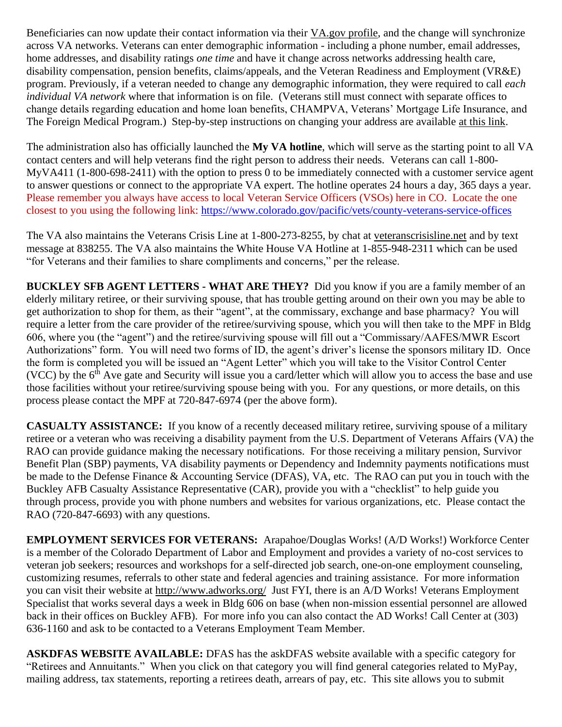Beneficiaries can now update their contact information via their VA.gov profile, and the change will synchronize across VA networks. Veterans can enter demographic information - including a phone number, email addresses, home addresses, and disability ratings *one time* and have it change across networks addressing health care, disability compensation, pension benefits, claims/appeals, and the Veteran Readiness and Employment (VR&E) program. Previously, if a veteran needed to change any demographic information, they were required to call *each individual VA network* where that information is on file. (Veterans still must connect with separate offices to change details regarding education and home loan benefits, CHAMPVA, Veterans' Mortgage Life Insurance, and The Foreign Medical Program.) Step-by-step instructions on changing your address are available at this link.

The administration also has officially launched the **My VA hotline**, which will serve as the starting point to all VA contact centers and will help veterans find the right person to address their needs. Veterans can call 1-800-MyVA411 (1-800-698-2411) with the option to press 0 to be immediately connected with a customer service agent to answer questions or connect to the appropriate VA expert. The hotline operates 24 hours a day, 365 days a year. Please remember you always have access to local Veteran Service Officers (VSOs) here in CO. Locate the one closest to you using the following link: https://www.colorado.gov/pacific/vets/county-veterans-service-offices

The VA also maintains the Veterans Crisis Line at 1-800-273-8255, by chat at veteranscrisisline.net and by text message at 838255. The VA also maintains the White House VA Hotline at 1-855-948-2311 which can be used "for Veterans and their families to share compliments and concerns," per the release.

**BUCKLEY SFB AGENT LETTERS - WHAT ARE THEY?** Did you know if you are a family member of an elderly military retiree, or their surviving spouse, that has trouble getting around on their own you may be able to get authorization to shop for them, as their "agent", at the commissary, exchange and base pharmacy? You will require a letter from the care provider of the retiree/surviving spouse, which you will then take to the MPF in Bldg 606, where you (the "agent") and the retiree/surviving spouse will fill out a "Commissary/AAFES/MWR Escort Authorizations" form. You will need two forms of ID, the agent's driver's license the sponsors military ID. Once the form is completed you will be issued an "Agent Letter" which you will take to the Visitor Control Center (VCC) by the 6th Ave gate and Security will issue you a card/letter which will allow you to access the base and use those facilities without your retiree/surviving spouse being with you. For any questions, or more details, on this process please contact the MPF at 720-847-6974 (per the above form).

**CASUALTY ASSISTANCE:** If you know of a recently deceased military retiree, surviving spouse of a military retiree or a veteran who was receiving a disability payment from the U.S. Department of Veterans Affairs (VA) the RAO can provide guidance making the necessary notifications. For those receiving a military pension, Survivor Benefit Plan (SBP) payments, VA disability payments or Dependency and Indemnity payments notifications must be made to the Defense Finance & Accounting Service (DFAS), VA, etc. The RAO can put you in touch with the Buckley AFB Casualty Assistance Representative (CAR), provide you with a "checklist" to help guide you through process, provide you with phone numbers and websites for various organizations, etc. Please contact the RAO (720-847-6693) with any questions.

**EMPLOYMENT SERVICES FOR VETERANS:** Arapahoe/Douglas Works! (A/D Works!) Workforce Center is a member of the Colorado Department of Labor and Employment and provides a variety of no-cost services to veteran job seekers; resources and workshops for a self-directed job search, one-on-one employment counseling, customizing resumes, referrals to other state and federal agencies and training assistance. For more information you can visit their website at http://www.adworks.org/ Just FYI, there is an A/D Works! Veterans Employment Specialist that works several days a week in Bldg 606 on base (when non-mission essential personnel are allowed back in their offices on Buckley AFB). For more info you can also contact the AD Works! Call Center at (303) 636-1160 and ask to be contacted to a Veterans Employment Team Member.

**ASKDFAS WEBSITE AVAILABLE:** DFAS has the askDFAS website available with a specific category for "Retirees and Annuitants." When you click on that category you will find general categories related to MyPay, mailing address, tax statements, reporting a retirees death, arrears of pay, etc. This site allows you to submit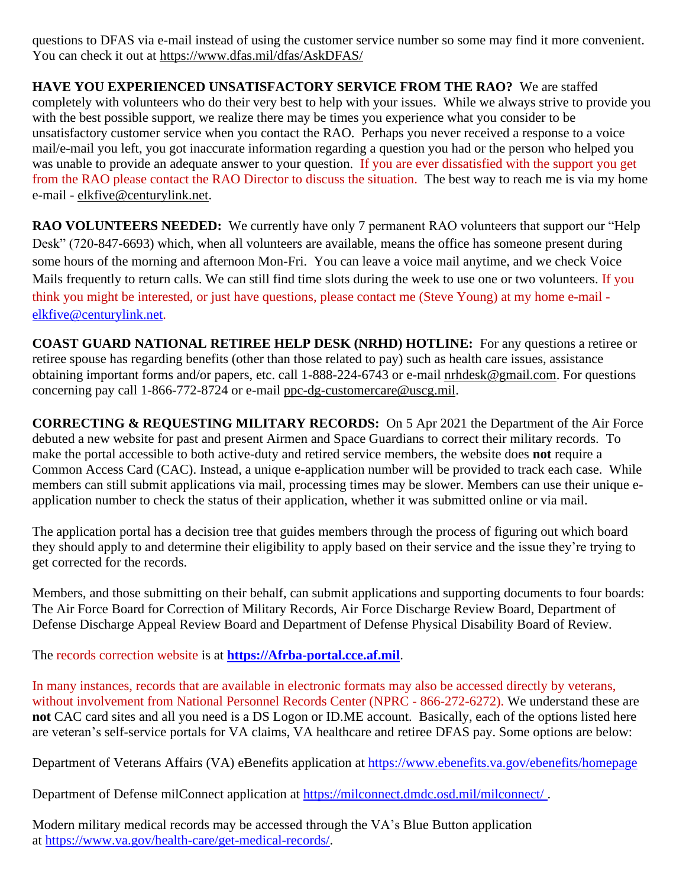questions to DFAS via e-mail instead of using the customer service number so some may find it more convenient. You can check it out at https://www.dfas.mil/dfas/AskDFAS/

**HAVE YOU EXPERIENCED UNSATISFACTORY SERVICE FROM THE RAO?** We are staffed completely with volunteers who do their very best to help with your issues. While we always strive to provide you with the best possible support, we realize there may be times you experience what you consider to be unsatisfactory customer service when you contact the RAO. Perhaps you never received a response to a voice mail/e-mail you left, you got inaccurate information regarding a question you had or the person who helped you was unable to provide an adequate answer to your question. If you are ever dissatisfied with the support you get from the RAO please contact the RAO Director to discuss the situation. The best way to reach me is via my home e-mail - elkfive@centurylink.net.

**RAO VOLUNTEERS NEEDED:** We currently have only 7 permanent RAO volunteers that support our "Help Desk" (720-847-6693) which, when all volunteers are available, means the office has someone present during some hours of the morning and afternoon Mon-Fri. You can leave a voice mail anytime, and we check Voice Mails frequently to return calls. We can still find time slots during the week to use one or two volunteers. If you think you might be interested, or just have questions, please contact me (Steve Young) at my home e-mail - elkfive@centurylink.net.

**COAST GUARD NATIONAL RETIREE HELP DESK (NRHD) HOTLINE:** For any questions a retiree or retiree spouse has regarding benefits (other than those related to pay) such as health care issues, assistance obtaining important forms and/or papers, etc. call 1-888-224-6743 or e-mail nrhdesk@gmail.com. For questions concerning pay call 1-866-772-8724 or e-mail ppc-dg-customercare@uscg.mil.

**CORRECTING & REQUESTING MILITARY RECORDS:** On 5 Apr 2021 the Department of the Air Force debuted a new website for past and present Airmen and Space Guardians to correct their military records. To make the portal accessible to both active-duty and retired service members, the website does **not** require a Common Access Card (CAC). Instead, a unique e-application number will be provided to track each case. While members can still submit applications via mail, processing times may be slower. Members can use their unique e-application number to check the status of their application, whether it was submitted online or via mail.

The application portal has a decision tree that guides members through the process of figuring out which board they should apply to and determine their eligibility to apply based on their service and the issue they're trying to get corrected for the records.

Members, and those submitting on their behalf, can submit applications and supporting documents to four boards: The Air Force Board for Correction of Military Records, Air Force Discharge Review Board, Department of Defense Discharge Appeal Review Board and Department of Defense Physical Disability Board of Review.

The records correction website is at **https://Afrba-portal.cce.af.mil**.

In many instances, records that are available in electronic formats may also be accessed directly by veterans, without involvement from National Personnel Records Center (NPRC - 866-272-6272). We understand these are **not** CAC card sites and all you need is a DS Logon or ID.ME account. Basically, each of the options listed here are veteran's self-service portals for VA claims, VA healthcare and retiree DFAS pay. Some options are below:

Department of Veterans Affairs (VA) eBenefits application at https://www.ebenefits.va.gov/ebenefits/homepage

Department of Defense milConnect application at https://milconnect.dmdc.osd.mil/milconnect/ .

Modern military medical records may be accessed through the VA's Blue Button application at https://www.va.gov/health-care/get-medical-records/.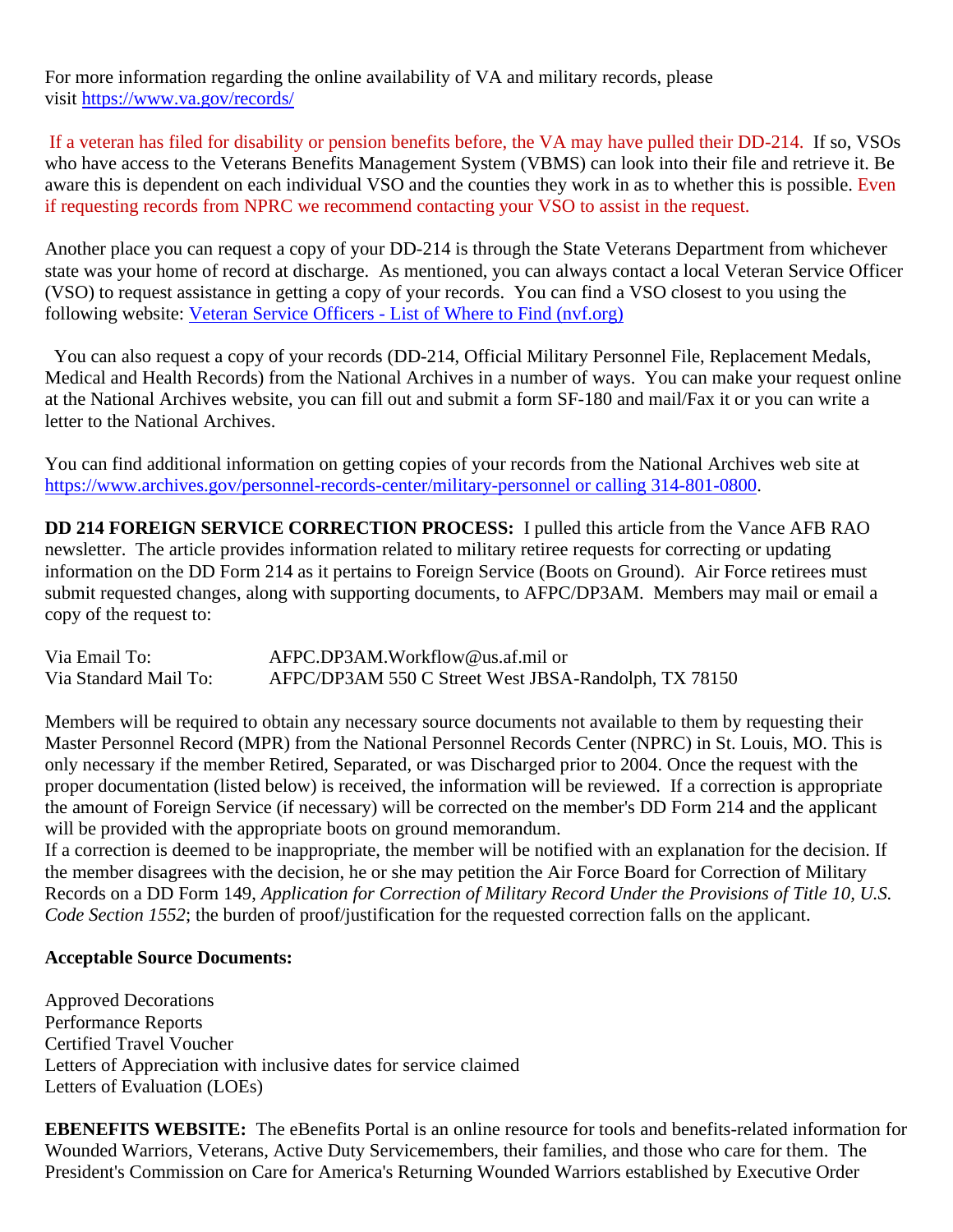For more information regarding the online availability of VA and military records, please visit [https://www.va.gov/records/](https://www.va.gov/records/)

If a veteran has filed for disability or pension benefits before, the VA may have pulled their DD-214. If so, VSOs who have access to the Veterans Benefits Management System (VBMS) can look into their file and retrieve it. Be aware this is dependent on each individual VSO and the counties they work in as to whether this is possible. Even if requesting records from NPRC we recommend contacting your VSO to assist in the request.

Another place you can request a copy of your DD-214 is through the State Veterans Department from whichever state was your home of record at discharge. As mentioned, you can always contact a local Veteran Service Officer (VSO) to request assistance in getting a copy of your records. You can find a VSO closest to you using the following website: [Veteran Service Officers - List of Where to Find (nvf.org)](Veteran Service Officers - List of Where to Find (nvf.org))

You can also request a copy of your records (DD-214, Official Military Personnel File, Replacement Medals, Medical and Health Records) from the National Archives in a number of ways. You can make your request online at the National Archives website, you can fill out and submit a form SF-180 and mail/Fax it or you can write a letter to the National Archives.

You can find additional information on getting copies of your records from the National Archives web site at [https://www.archives.gov/personnel-records-center/military-personnel or calling 314-801-0800](https://www.archives.gov/personnel-records-center/military-personnel).

**DD 214 FOREIGN SERVICE CORRECTION PROCESS:** I pulled this article from the Vance AFB RAO newsletter. The article provides information related to military retiree requests for correcting or updating information on the DD Form 214 as it pertains to Foreign Service (Boots on Ground). Air Force retirees must submit requested changes, along with supporting documents, to AFPC/DP3AM. Members may mail or email a copy of the request to:

Via Email To: AFPC.DP3AM.Workflow@us.af.mil or
Via Standard Mail To: AFPC/DP3AM 550 C Street West JBSA-Randolph, TX 78150

Members will be required to obtain any necessary source documents not available to them by requesting their Master Personnel Record (MPR) from the National Personnel Records Center (NPRC) in St. Louis, MO. This is only necessary if the member Retired, Separated, or was Discharged prior to 2004. Once the request with the proper documentation (listed below) is received, the information will be reviewed. If a correction is appropriate the amount of Foreign Service (if necessary) will be corrected on the member's DD Form 214 and the applicant will be provided with the appropriate boots on ground memorandum.
If a correction is deemed to be inappropriate, the member will be notified with an explanation for the decision. If the member disagrees with the decision, he or she may petition the Air Force Board for Correction of Military Records on a DD Form 149, *Application for Correction of Military Record Under the Provisions of Title 10, U.S. Code Section 1552*; the burden of proof/justification for the requested correction falls on the applicant.

**Acceptable Source Documents:**

Approved Decorations
Performance Reports
Certified Travel Voucher
Letters of Appreciation with inclusive dates for service claimed
Letters of Evaluation (LOEs)

**EBENEFITS WEBSITE:** The eBenefits Portal is an online resource for tools and benefits-related information for Wounded Warriors, Veterans, Active Duty Servicemembers, their families, and those who care for them. The President's Commission on Care for America's Returning Wounded Warriors established by Executive Order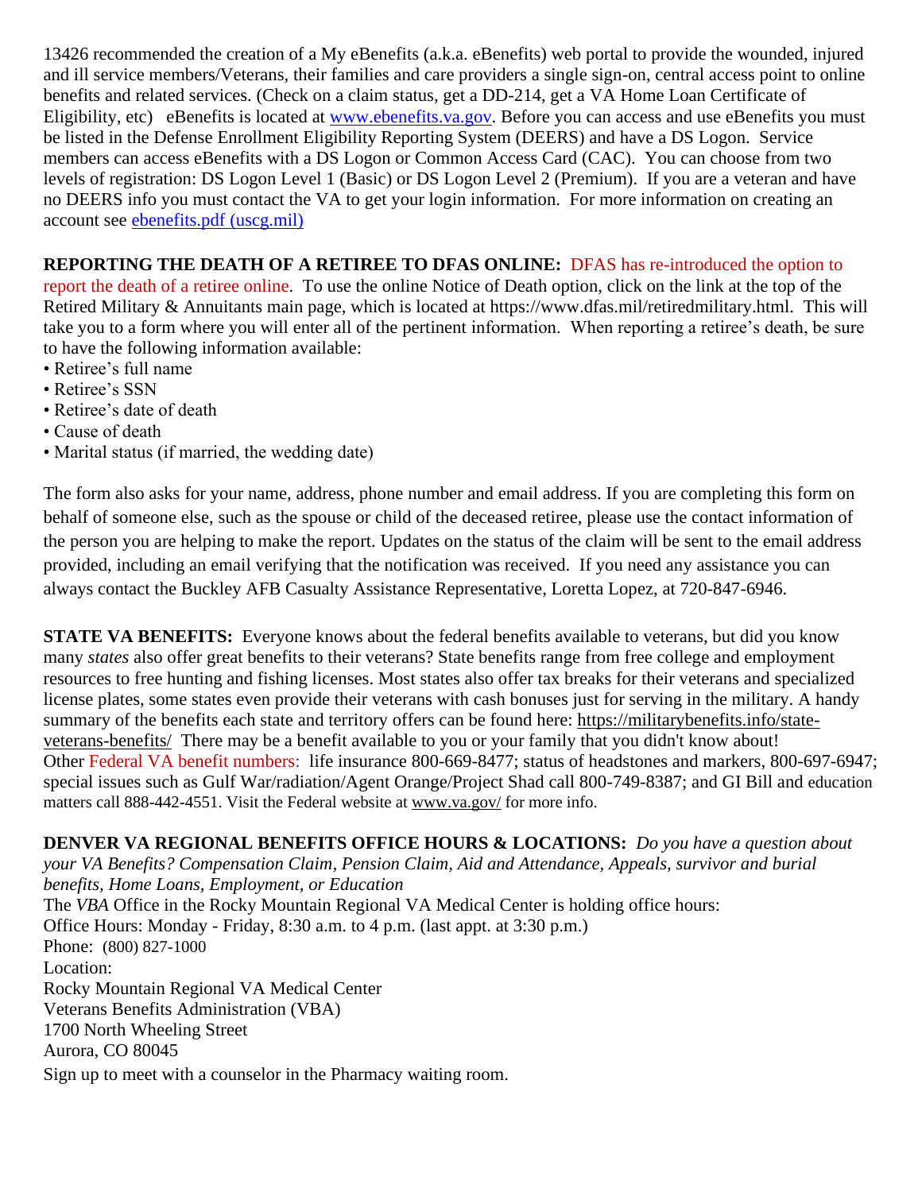13426 recommended the creation of a My eBenefits (a.k.a. eBenefits) web portal to provide the wounded, injured and ill service members/Veterans, their families and care providers a single sign-on, central access point to online benefits and related services. (Check on a claim status, get a DD-214, get a VA Home Loan Certificate of Eligibility, etc)  eBenefits is located at [www.ebenefits.va.gov](www.ebenefits.va.gov). Before you can access and use eBenefits you must be listed in the Defense Enrollment Eligibility Reporting System (DEERS) and have a DS Logon.  Service members can access eBenefits with a DS Logon or Common Access Card (CAC).  You can choose from two levels of registration: DS Logon Level 1 (Basic) or DS Logon Level 2 (Premium).  If you are a veteran and have no DEERS info you must contact the VA to get your login information.  For more information on creating an account see ebenefits.pdf (uscg.mil)

**REPORTING THE DEATH OF A RETIREE TO DFAS ONLINE:** DFAS has re-introduced the option to report the death of a retiree online.  To use the online Notice of Death option, click on the link at the top of the Retired Military & Annuitants main page, which is located at https://www.dfas.mil/retiredmilitary.html.  This will take you to a form where you will enter all of the pertinent information.  When reporting a retiree's death, be sure to have the following information available:

- Retiree's full name
- Retiree's SSN
- Retiree's date of death
- Cause of death
- Marital status (if married, the wedding date)

The form also asks for your name, address, phone number and email address. If you are completing this form on behalf of someone else, such as the spouse or child of the deceased retiree, please use the contact information of the person you are helping to make the report. Updates on the status of the claim will be sent to the email address provided, including an email verifying that the notification was received.  If you need any assistance you can always contact the Buckley AFB Casualty Assistance Representative, Loretta Lopez, at 720-847-6946.

**STATE VA BENEFITS:** Everyone knows about the federal benefits available to veterans, but did you know many *states* also offer great benefits to their veterans? State benefits range from free college and employment resources to free hunting and fishing licenses. Most states also offer tax breaks for their veterans and specialized license plates, some states even provide their veterans with cash bonuses just for serving in the military. A handy summary of the benefits each state and territory offers can be found here: https://militarybenefits.info/state-veterans-benefits/  There may be a benefit available to you or your family that you didn't know about!
Other Federal VA benefit numbers:  life insurance 800-669-8477; status of headstones and markers, 800-697-6947; special issues such as Gulf War/radiation/Agent Orange/Project Shad call 800-749-8387; and GI Bill and education matters call 888-442-4551. Visit the Federal website at www.va.gov/ for more info.

**DENVER VA REGIONAL BENEFITS OFFICE HOURS & LOCATIONS:** *Do you have a question about your VA Benefits? Compensation Claim, Pension Claim, Aid and Attendance, Appeals, survivor and burial benefits, Home Loans, Employment, or Education*
The *VBA* Office in the Rocky Mountain Regional VA Medical Center is holding office hours:
Office Hours: Monday - Friday, 8:30 a.m. to 4 p.m. (last appt. at 3:30 p.m.)
Phone:  (800) 827-1000
Location:
Rocky Mountain Regional VA Medical Center
Veterans Benefits Administration (VBA)
1700 North Wheeling Street
Aurora, CO 80045
Sign up to meet with a counselor in the Pharmacy waiting room.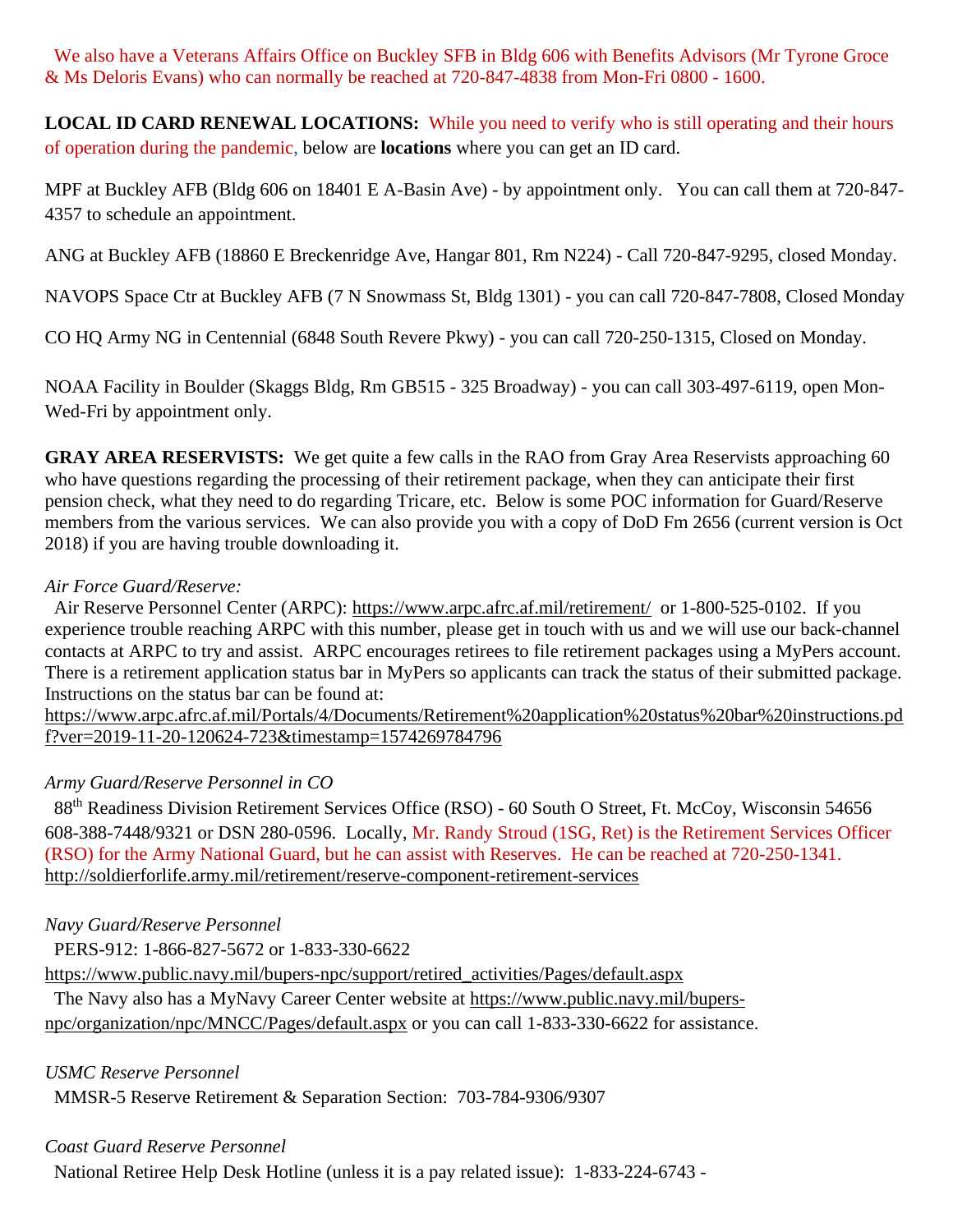We also have a Veterans Affairs Office on Buckley SFB in Bldg 606 with Benefits Advisors (Mr Tyrone Groce & Ms Deloris Evans) who can normally be reached at 720-847-4838 from Mon-Fri 0800 - 1600.

**LOCAL ID CARD RENEWAL LOCATIONS:** While you need to verify who is still operating and their hours of operation during the pandemic, below are **locations** where you can get an ID card.

MPF at Buckley AFB (Bldg 606 on 18401 E A-Basin Ave) - by appointment only. You can call them at 720-847-4357 to schedule an appointment.

ANG at Buckley AFB (18860 E Breckenridge Ave, Hangar 801, Rm N224) - Call 720-847-9295, closed Monday.

NAVOPS Space Ctr at Buckley AFB (7 N Snowmass St, Bldg 1301) - you can call 720-847-7808, Closed Monday

CO HQ Army NG in Centennial (6848 South Revere Pkwy) - you can call 720-250-1315, Closed on Monday.

NOAA Facility in Boulder (Skaggs Bldg, Rm GB515 - 325 Broadway) - you can call 303-497-6119, open Mon-Wed-Fri by appointment only.

**GRAY AREA RESERVISTS:** We get quite a few calls in the RAO from Gray Area Reservists approaching 60 who have questions regarding the processing of their retirement package, when they can anticipate their first pension check, what they need to do regarding Tricare, etc. Below is some POC information for Guard/Reserve members from the various services. We can also provide you with a copy of DoD Fm 2656 (current version is Oct 2018) if you are having trouble downloading it.

*Air Force Guard/Reserve:*

Air Reserve Personnel Center (ARPC): https://www.arpc.afrc.af.mil/retirement/ or 1-800-525-0102. If you experience trouble reaching ARPC with this number, please get in touch with us and we will use our back-channel contacts at ARPC to try and assist. ARPC encourages retirees to file retirement packages using a MyPers account. There is a retirement application status bar in MyPers so applicants can track the status of their submitted package. Instructions on the status bar can be found at:
https://www.arpc.afrc.af.mil/Portals/4/Documents/Retirement%20application%20status%20bar%20instructions.pdf?ver=2019-11-20-120624-723&timestamp=1574269784796

*Army Guard/Reserve Personnel in CO*

88th Readiness Division Retirement Services Office (RSO) - 60 South O Street, Ft. McCoy, Wisconsin 54656 608-388-7448/9321 or DSN 280-0596. Locally, Mr. Randy Stroud (1SG, Ret) is the Retirement Services Officer (RSO) for the Army National Guard, but he can assist with Reserves. He can be reached at 720-250-1341.
http://soldierforlife.army.mil/retirement/reserve-component-retirement-services

*Navy Guard/Reserve Personnel*

PERS-912: 1-866-827-5672 or 1-833-330-6622
https://www.public.navy.mil/bupers-npc/support/retired_activities/Pages/default.aspx
The Navy also has a MyNavy Career Center website at https://www.public.navy.mil/bupers-npc/organization/npc/MNCC/Pages/default.aspx or you can call 1-833-330-6622 for assistance.

*USMC Reserve Personnel*

MMSR-5 Reserve Retirement & Separation Section: 703-784-9306/9307

*Coast Guard Reserve Personnel*

National Retiree Help Desk Hotline (unless it is a pay related issue): 1-833-224-6743 -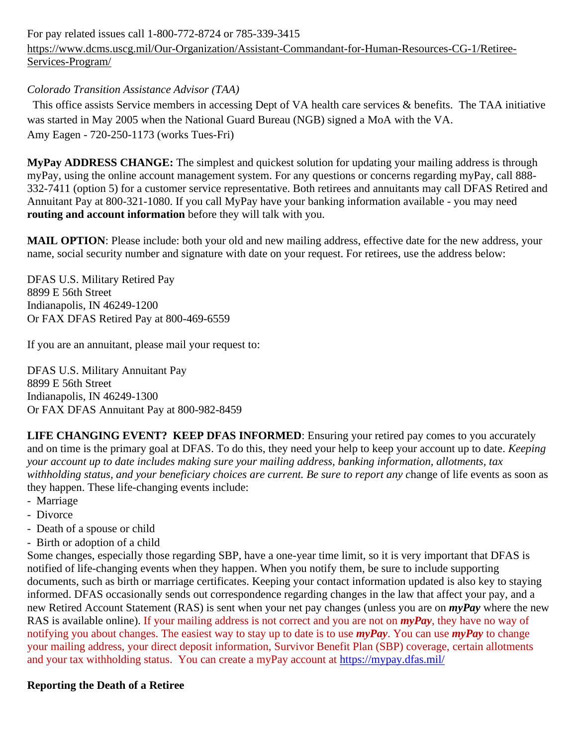For pay related issues call 1-800-772-8724 or 785-339-3415
[https://www.dcms.uscg.mil/Our-Organization/Assistant-Commandant-for-Human-Resources-CG-1/Retiree-Services-Program/](https://www.dcms.uscg.mil/Our-Organization/Assistant-Commandant-for-Human-Resources-CG-1/Retiree-Services-Program/)

*Colorado Transition Assistance Advisor (TAA)*

This office assists Service members in accessing Dept of VA health care services & benefits. The TAA initiative was started in May 2005 when the National Guard Bureau (NGB) signed a MoA with the VA.
Amy Eagen - 720-250-1173 (works Tues-Fri)

**MyPay ADDRESS CHANGE:** The simplest and quickest solution for updating your mailing address is through myPay, using the online account management system. For any questions or concerns regarding myPay, call 888-332-7411 (option 5) for a customer service representative. Both retirees and annuitants may call DFAS Retired and Annuitant Pay at 800-321-1080. If you call MyPay have your banking information available - you may need **routing and account information** before they will talk with you.

**MAIL OPTION**: Please include: both your old and new mailing address, effective date for the new address, your name, social security number and signature with date on your request. For retirees, use the address below:

DFAS U.S. Military Retired Pay
8899 E 56th Street
Indianapolis, IN 46249-1200
Or FAX DFAS Retired Pay at 800-469-6559

If you are an annuitant, please mail your request to:

DFAS U.S. Military Annuitant Pay
8899 E 56th Street
Indianapolis, IN 46249-1300
Or FAX DFAS Annuitant Pay at 800-982-8459

**LIFE CHANGING EVENT? KEEP DFAS INFORMED**: Ensuring your retired pay comes to you accurately and on time is the primary goal at DFAS. To do this, they need your help to keep your account up to date. *Keeping your account up to date includes making sure your mailing address, banking information, allotments, tax withholding status, and your beneficiary choices are current. Be sure to report any c*hange of life events as soon as they happen. These life-changing events include:

- Marriage
- Divorce
- Death of a spouse or child
- Birth or adoption of a child

Some changes, especially those regarding SBP, have a one-year time limit, so it is very important that DFAS is notified of life-changing events when they happen. When you notify them, be sure to include supporting documents, such as birth or marriage certificates. Keeping your contact information updated is also key to staying informed. DFAS occasionally sends out correspondence regarding changes in the law that affect your pay, and a new Retired Account Statement (RAS) is sent when your net pay changes (unless you are on ***myPay*** where the new RAS is available online). If your mailing address is not correct and you are not on ***myPay***, they have no way of notifying you about changes. The easiest way to stay up to date is to use ***myPay***. You can use ***myPay*** to change your mailing address, your direct deposit information, Survivor Benefit Plan (SBP) coverage, certain allotments and your tax withholding status. You can create a myPay account at [https://mypay.dfas.mil/](https://mypay.dfas.mil/)

**Reporting the Death of a Retiree**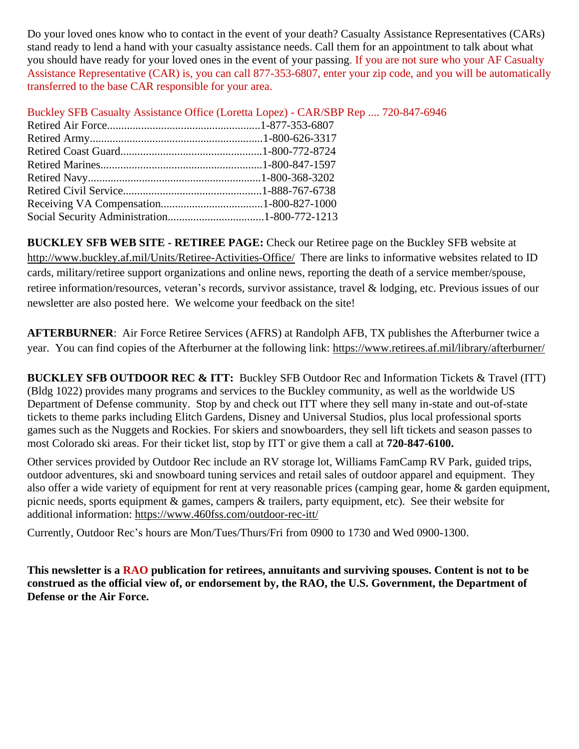Do your loved ones know who to contact in the event of your death? Casualty Assistance Representatives (CARs) stand ready to lend a hand with your casualty assistance needs. Call them for an appointment to talk about what you should have ready for your loved ones in the event of your passing. If you are not sure who your AF Casualty Assistance Representative (CAR) is, you can call 877-353-6807, enter your zip code, and you will be automatically transferred to the base CAR responsible for your area.

Buckley SFB Casualty Assistance Office (Loretta Lopez) - CAR/SBP Rep .... 720-847-6946
Retired Air Force......................................................1-877-353-6807
Retired Army.............................................................1-800-626-3317
Retired Coast Guard..................................................1-800-772-8724
Retired Marines.........................................................1-800-847-1597
Retired Navy.............................................................1-800-368-3202
Retired Civil Service.................................................1-888-767-6738
Receiving VA Compensation....................................1-800-827-1000
Social Security Administration..................................1-800-772-1213

**BUCKLEY SFB WEB SITE - RETIREE PAGE:** Check our Retiree page on the Buckley SFB website at http://www.buckley.af.mil/Units/Retiree-Activities-Office/ There are links to informative websites related to ID cards, military/retiree support organizations and online news, reporting the death of a service member/spouse, retiree information/resources, veteran's records, survivor assistance, travel & lodging, etc. Previous issues of our newsletter are also posted here. We welcome your feedback on the site!

**AFTERBURNER**: Air Force Retiree Services (AFRS) at Randolph AFB, TX publishes the Afterburner twice a year. You can find copies of the Afterburner at the following link: https://www.retirees.af.mil/library/afterburner/

**BUCKLEY SFB OUTDOOR REC & ITT:** Buckley SFB Outdoor Rec and Information Tickets & Travel (ITT) (Bldg 1022) provides many programs and services to the Buckley community, as well as the worldwide US Department of Defense community. Stop by and check out ITT where they sell many in-state and out-of-state tickets to theme parks including Elitch Gardens, Disney and Universal Studios, plus local professional sports games such as the Nuggets and Rockies. For skiers and snowboarders, they sell lift tickets and season passes to most Colorado ski areas. For their ticket list, stop by ITT or give them a call at **720-847-6100.**

Other services provided by Outdoor Rec include an RV storage lot, Williams FamCamp RV Park, guided trips, outdoor adventures, ski and snowboard tuning services and retail sales of outdoor apparel and equipment. They also offer a wide variety of equipment for rent at very reasonable prices (camping gear, home & garden equipment, picnic needs, sports equipment & games, campers & trailers, party equipment, etc). See their website for additional information: https://www.460fss.com/outdoor-rec-itt/

Currently, Outdoor Rec's hours are Mon/Tues/Thurs/Fri from 0900 to 1730 and Wed 0900-1300.

**This newsletter is a RAO publication for retirees, annuitants and surviving spouses. Content is not to be construed as the official view of, or endorsement by, the RAO, the U.S. Government, the Department of Defense or the Air Force.**